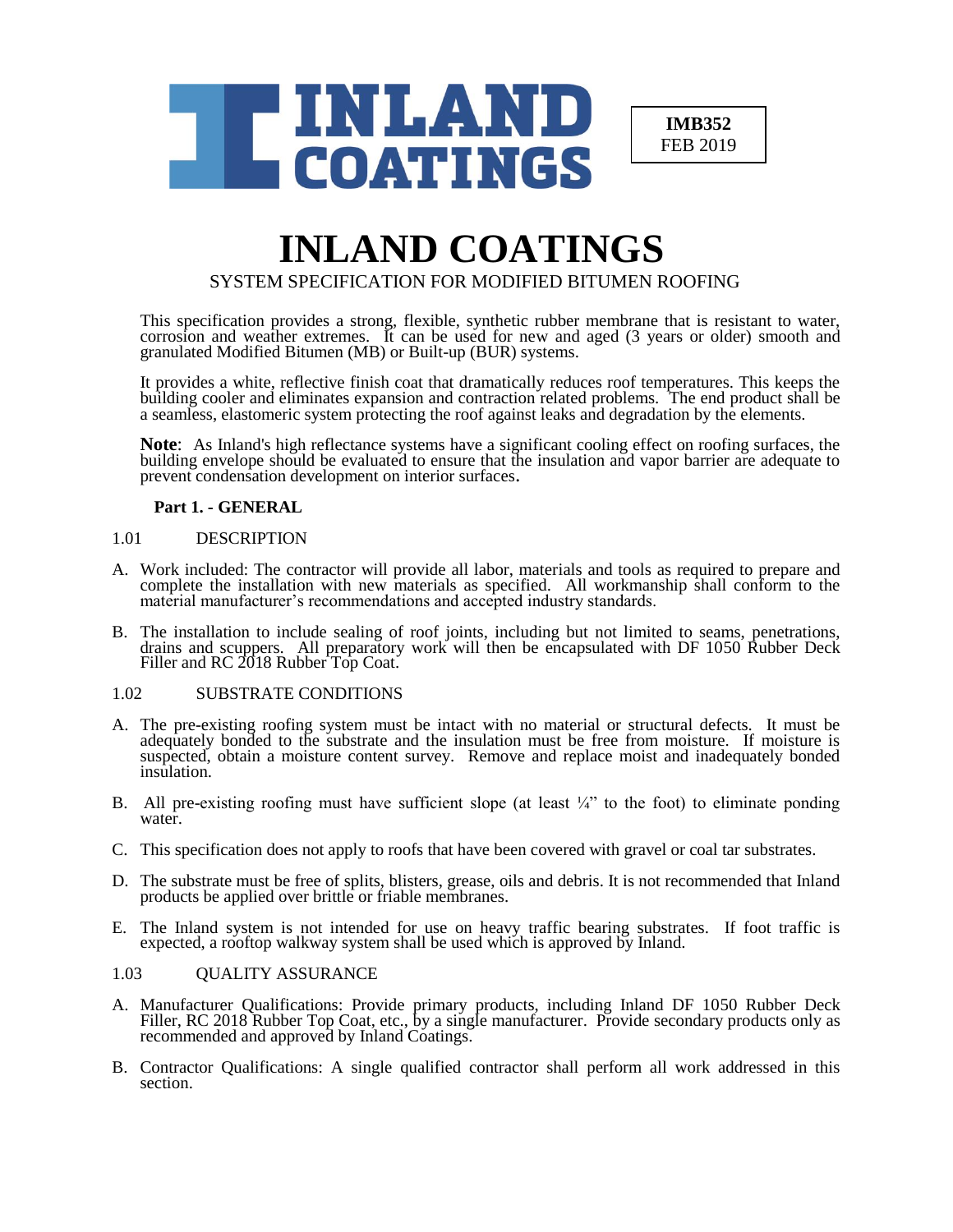INLAND COATINGS

**IMB352**
FEB 2019

# INLAND COATINGS

SYSTEM SPECIFICATION FOR MODIFIED BITUMEN ROOFING

This specification provides a strong, flexible, synthetic rubber membrane that is resistant to water, corrosion and weather extremes. It can be used for new and aged (3 years or older) smooth and granulated Modified Bitumen (MB) or Built-up (BUR) systems.

It provides a white, reflective finish coat that dramatically reduces roof temperatures. This keeps the building cooler and eliminates expansion and contraction related problems. The end product shall be a seamless, elastomeric system protecting the roof against leaks and degradation by the elements.

**Note**: As Inland's high reflectance systems have a significant cooling effect on roofing surfaces, the building envelope should be evaluated to ensure that the insulation and vapor barrier are adequate to prevent condensation development on interior surfaces.

## Part 1. - GENERAL

### 1.01 DESCRIPTION

A. Work included: The contractor will provide all labor, materials and tools as required to prepare and complete the installation with new materials as specified. All workmanship shall conform to the material manufacturer's recommendations and accepted industry standards.

B. The installation to include sealing of roof joints, including but not limited to seams, penetrations, drains and scuppers. All preparatory work will then be encapsulated with DF 1050 Rubber Deck Filler and RC 2018 Rubber Top Coat.

### 1.02 SUBSTRATE CONDITIONS

A. The pre-existing roofing system must be intact with no material or structural defects. It must be adequately bonded to the substrate and the insulation must be free from moisture. If moisture is suspected, obtain a moisture content survey. Remove and replace moist and inadequately bonded insulation.

B. All pre-existing roofing must have sufficient slope (at least ¼" to the foot) to eliminate ponding water.

C. This specification does not apply to roofs that have been covered with gravel or coal tar substrates.

D. The substrate must be free of splits, blisters, grease, oils and debris. It is not recommended that Inland products be applied over brittle or friable membranes.

E. The Inland system is not intended for use on heavy traffic bearing substrates. If foot traffic is expected, a rooftop walkway system shall be used which is approved by Inland.

### 1.03 QUALITY ASSURANCE

A. Manufacturer Qualifications: Provide primary products, including Inland DF 1050 Rubber Deck Filler, RC 2018 Rubber Top Coat, etc., by a single manufacturer. Provide secondary products only as recommended and approved by Inland Coatings.

B. Contractor Qualifications: A single qualified contractor shall perform all work addressed in this section.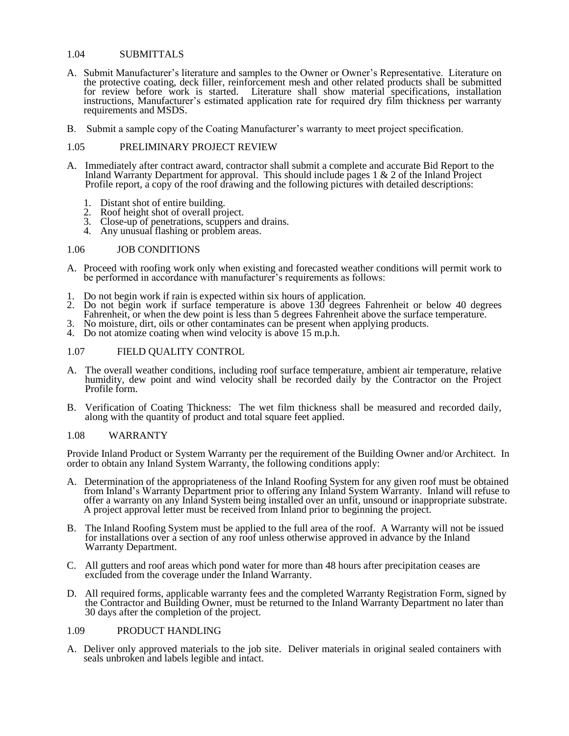## 1.04 SUBMITTALS

A. Submit Manufacturer's literature and samples to the Owner or Owner's Representative. Literature on the protective coating, deck filler, reinforcement mesh and other related products shall be submitted for review before work is started. Literature shall show material specifications, installation instructions, Manufacturer's estimated application rate for required dry film thickness per warranty requirements and MSDS.

B. Submit a sample copy of the Coating Manufacturer's warranty to meet project specification.

## 1.05 PRELIMINARY PROJECT REVIEW

A. Immediately after contract award, contractor shall submit a complete and accurate Bid Report to the Inland Warranty Department for approval. This should include pages 1 & 2 of the Inland Project Profile report, a copy of the roof drawing and the following pictures with detailed descriptions:

1. Distant shot of entire building.
2. Roof height shot of overall project.
3. Close-up of penetrations, scuppers and drains.
4. Any unusual flashing or problem areas.

## 1.06 JOB CONDITIONS

A. Proceed with roofing work only when existing and forecasted weather conditions will permit work to be performed in accordance with manufacturer's requirements as follows:

1. Do not begin work if rain is expected within six hours of application.
2. Do not begin work if surface temperature is above 130 degrees Fahrenheit or below 40 degrees Fahrenheit, or when the dew point is less than 5 degrees Fahrenheit above the surface temperature.
3. No moisture, dirt, oils or other contaminates can be present when applying products.
4. Do not atomize coating when wind velocity is above 15 m.p.h.

## 1.07 FIELD QUALITY CONTROL

A. The overall weather conditions, including roof surface temperature, ambient air temperature, relative humidity, dew point and wind velocity shall be recorded daily by the Contractor on the Project Profile form.

B. Verification of Coating Thickness: The wet film thickness shall be measured and recorded daily, along with the quantity of product and total square feet applied.

## 1.08 WARRANTY

Provide Inland Product or System Warranty per the requirement of the Building Owner and/or Architect. In order to obtain any Inland System Warranty, the following conditions apply:

A. Determination of the appropriateness of the Inland Roofing System for any given roof must be obtained from Inland's Warranty Department prior to offering any Inland System Warranty. Inland will refuse to offer a warranty on any Inland System being installed over an unfit, unsound or inappropriate substrate. A project approval letter must be received from Inland prior to beginning the project.

B. The Inland Roofing System must be applied to the full area of the roof. A Warranty will not be issued for installations over a section of any roof unless otherwise approved in advance by the Inland Warranty Department.

C. All gutters and roof areas which pond water for more than 48 hours after precipitation ceases are excluded from the coverage under the Inland Warranty.

D. All required forms, applicable warranty fees and the completed Warranty Registration Form, signed by the Contractor and Building Owner, must be returned to the Inland Warranty Department no later than 30 days after the completion of the project.

## 1.09 PRODUCT HANDLING

A. Deliver only approved materials to the job site. Deliver materials in original sealed containers with seals unbroken and labels legible and intact.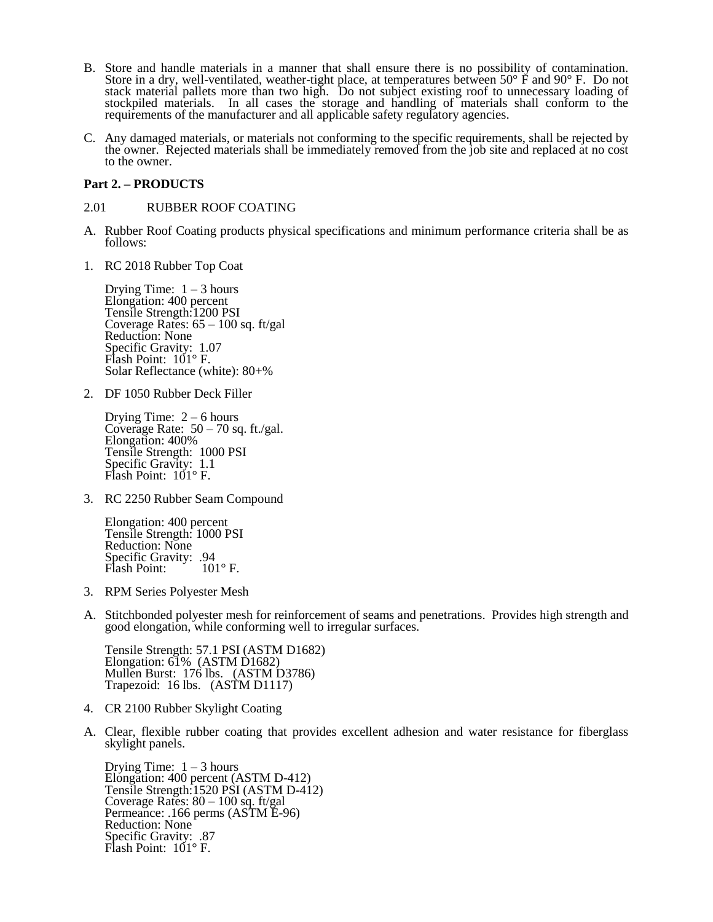B. Store and handle materials in a manner that shall ensure there is no possibility of contamination. Store in a dry, well-ventilated, weather-tight place, at temperatures between 50° F and 90° F. Do not stack material pallets more than two high. Do not subject existing roof to unnecessary loading of stockpiled materials. In all cases the storage and handling of materials shall conform to the requirements of the manufacturer and all applicable safety regulatory agencies.

C. Any damaged materials, or materials not conforming to the specific requirements, shall be rejected by the owner. Rejected materials shall be immediately removed from the job site and replaced at no cost to the owner.

**Part 2. – PRODUCTS**

2.01 RUBBER ROOF COATING

A. Rubber Roof Coating products physical specifications and minimum performance criteria shall be as follows:

1. RC 2018 Rubber Top Coat

   Drying Time: 1 – 3 hours
   Elongation: 400 percent
   Tensile Strength:1200 PSI
   Coverage Rates: 65 – 100 sq. ft/gal
   Reduction: None
   Specific Gravity: 1.07
   Flash Point: 101° F.
   Solar Reflectance (white): 80+%

2. DF 1050 Rubber Deck Filler

   Drying Time: 2 – 6 hours
   Coverage Rate: 50 – 70 sq. ft./gal.
   Elongation: 400%
   Tensile Strength: 1000 PSI
   Specific Gravity: 1.1
   Flash Point: 101° F.

3. RC 2250 Rubber Seam Compound

   Elongation: 400 percent
   Tensile Strength: 1000 PSI
   Reduction: None
   Specific Gravity: .94
   Flash Point: 101° F.

3. RPM Series Polyester Mesh

A. Stitchbonded polyester mesh for reinforcement of seams and penetrations. Provides high strength and good elongation, while conforming well to irregular surfaces.

   Tensile Strength: 57.1 PSI (ASTM D1682)
   Elongation: 61% (ASTM D1682)
   Mullen Burst: 176 lbs. (ASTM D3786)
   Trapezoid: 16 lbs. (ASTM D1117)

4. CR 2100 Rubber Skylight Coating

A. Clear, flexible rubber coating that provides excellent adhesion and water resistance for fiberglass skylight panels.

   Drying Time: 1 – 3 hours
   Elongation: 400 percent (ASTM D-412)
   Tensile Strength:1520 PSI (ASTM D-412)
   Coverage Rates: 80 – 100 sq. ft/gal
   Permeance: .166 perms (ASTM E-96)
   Reduction: None
   Specific Gravity: .87
   Flash Point: 101° F.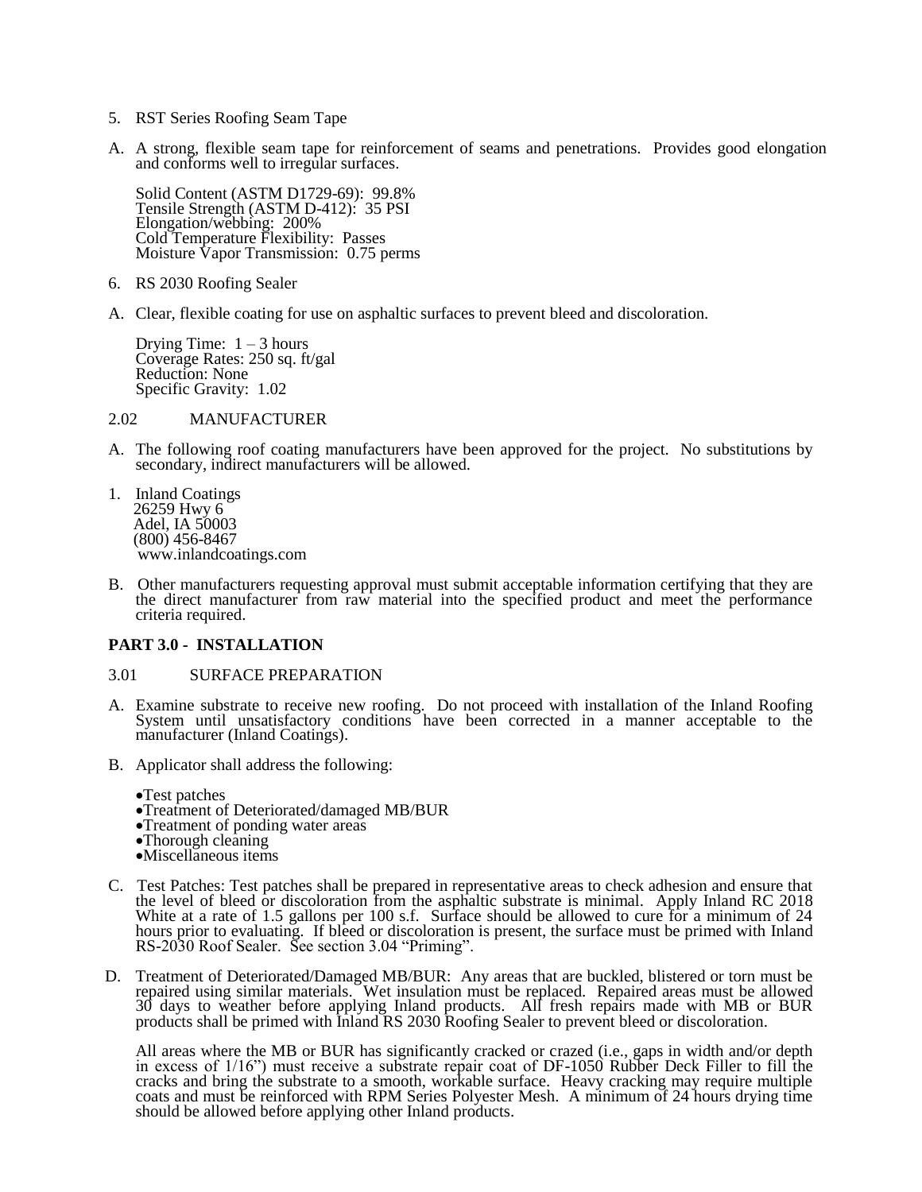5. RST Series Roofing Seam Tape

A. A strong, flexible seam tape for reinforcement of seams and penetrations. Provides good elongation and conforms well to irregular surfaces.

   Solid Content (ASTM D1729-69): 99.8%
   Tensile Strength (ASTM D-412): 35 PSI
   Elongation/webbing: 200%
   Cold Temperature Flexibility: Passes
   Moisture Vapor Transmission: 0.75 perms

6. RS 2030 Roofing Sealer

A. Clear, flexible coating for use on asphaltic surfaces to prevent bleed and discoloration.

   Drying Time: 1 – 3 hours
   Coverage Rates: 250 sq. ft/gal
   Reduction: None
   Specific Gravity: 1.02

2.02 MANUFACTURER

A. The following roof coating manufacturers have been approved for the project. No substitutions by secondary, indirect manufacturers will be allowed.

1. Inland Coatings
   26259 Hwy 6
   Adel, IA 50003
   (800) 456-8467
   www.inlandcoatings.com

B. Other manufacturers requesting approval must submit acceptable information certifying that they are the direct manufacturer from raw material into the specified product and meet the performance criteria required.

**PART 3.0 - INSTALLATION**

3.01 SURFACE PREPARATION

A. Examine substrate to receive new roofing. Do not proceed with installation of the Inland Roofing System until unsatisfactory conditions have been corrected in a manner acceptable to the manufacturer (Inland Coatings).

B. Applicator shall address the following:

- Test patches
- Treatment of Deteriorated/damaged MB/BUR
- Treatment of ponding water areas
- Thorough cleaning
- Miscellaneous items

C. Test Patches: Test patches shall be prepared in representative areas to check adhesion and ensure that the level of bleed or discoloration from the asphaltic substrate is minimal. Apply Inland RC 2018 White at a rate of 1.5 gallons per 100 s.f. Surface should be allowed to cure for a minimum of 24 hours prior to evaluating. If bleed or discoloration is present, the surface must be primed with Inland RS-2030 Roof Sealer. See section 3.04 "Priming".

D. Treatment of Deteriorated/Damaged MB/BUR: Any areas that are buckled, blistered or torn must be repaired using similar materials. Wet insulation must be replaced. Repaired areas must be allowed 30 days to weather before applying Inland products. All fresh repairs made with MB or BUR products shall be primed with Inland RS 2030 Roofing Sealer to prevent bleed or discoloration.

   All areas where the MB or BUR has significantly cracked or crazed (i.e., gaps in width and/or depth in excess of 1/16") must receive a substrate repair coat of DF-1050 Rubber Deck Filler to fill the cracks and bring the substrate to a smooth, workable surface. Heavy cracking may require multiple coats and must be reinforced with RPM Series Polyester Mesh. A minimum of 24 hours drying time should be allowed before applying other Inland products.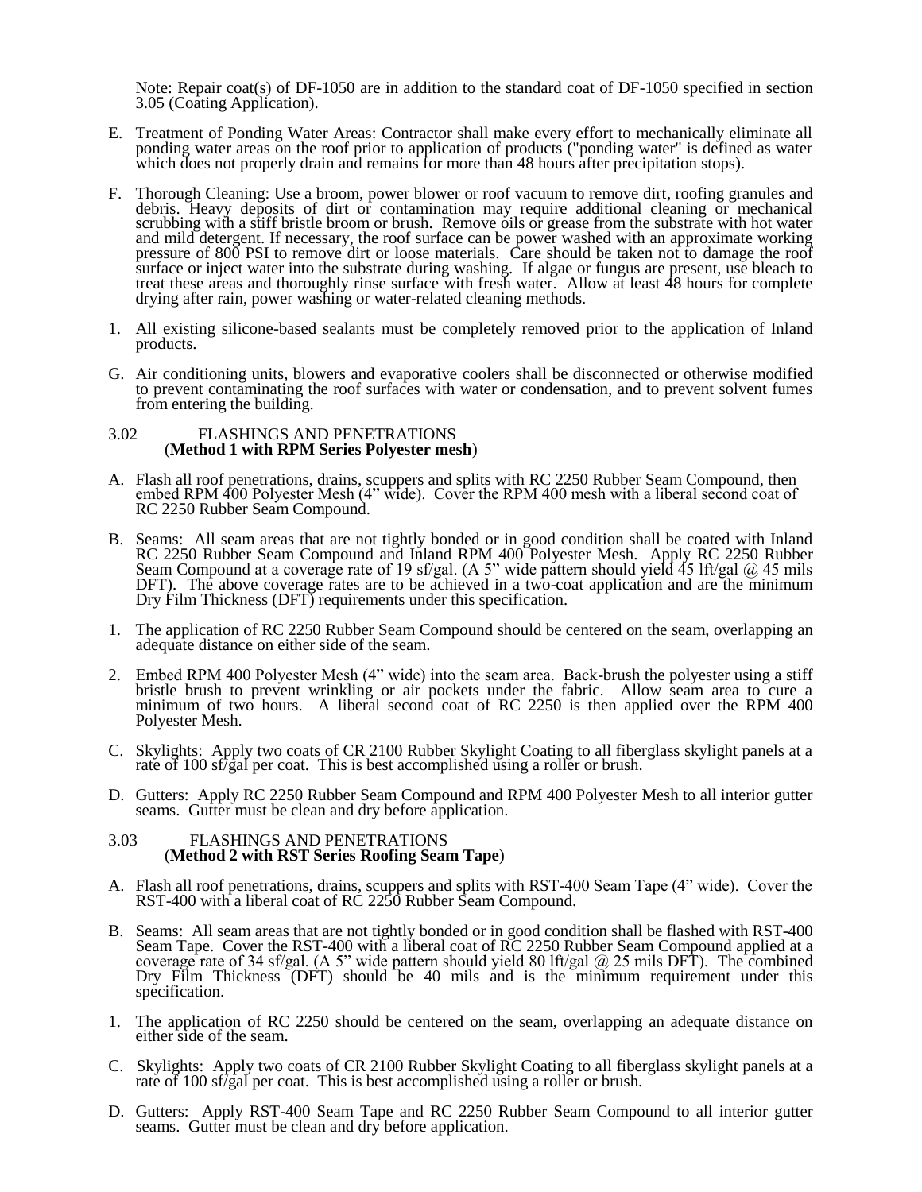Note: Repair coat(s) of DF-1050 are in addition to the standard coat of DF-1050 specified in section 3.05 (Coating Application).

E. Treatment of Ponding Water Areas: Contractor shall make every effort to mechanically eliminate all ponding water areas on the roof prior to application of products ("ponding water" is defined as water which does not properly drain and remains for more than 48 hours after precipitation stops).

F. Thorough Cleaning: Use a broom, power blower or roof vacuum to remove dirt, roofing granules and debris. Heavy deposits of dirt or contamination may require additional cleaning or mechanical scrubbing with a stiff bristle broom or brush. Remove oils or grease from the substrate with hot water and mild detergent. If necessary, the roof surface can be power washed with an approximate working pressure of 800 PSI to remove dirt or loose materials. Care should be taken not to damage the roof surface or inject water into the substrate during washing. If algae or fungus are present, use bleach to treat these areas and thoroughly rinse surface with fresh water. Allow at least 48 hours for complete drying after rain, power washing or water-related cleaning methods.

1. All existing silicone-based sealants must be completely removed prior to the application of Inland products.

G. Air conditioning units, blowers and evaporative coolers shall be disconnected or otherwise modified to prevent contaminating the roof surfaces with water or condensation, and to prevent solvent fumes from entering the building.

## 3.02 FLASHINGS AND PENETRATIONS
(**Method 1 with RPM Series Polyester mesh**)

A. Flash all roof penetrations, drains, scuppers and splits with RC 2250 Rubber Seam Compound, then embed RPM 400 Polyester Mesh (4" wide). Cover the RPM 400 mesh with a liberal second coat of RC 2250 Rubber Seam Compound.

B. Seams: All seam areas that are not tightly bonded or in good condition shall be coated with Inland RC 2250 Rubber Seam Compound and Inland RPM 400 Polyester Mesh. Apply RC 2250 Rubber Seam Compound at a coverage rate of 19 sf/gal. (A 5" wide pattern should yield 45 lft/gal @ 45 mils DFT). The above coverage rates are to be achieved in a two-coat application and are the minimum Dry Film Thickness (DFT) requirements under this specification.

1. The application of RC 2250 Rubber Seam Compound should be centered on the seam, overlapping an adequate distance on either side of the seam.

2. Embed RPM 400 Polyester Mesh (4" wide) into the seam area. Back-brush the polyester using a stiff bristle brush to prevent wrinkling or air pockets under the fabric. Allow seam area to cure a minimum of two hours. A liberal second coat of RC 2250 is then applied over the RPM 400 Polyester Mesh.

C. Skylights: Apply two coats of CR 2100 Rubber Skylight Coating to all fiberglass skylight panels at a rate of 100 sf/gal per coat. This is best accomplished using a roller or brush.

D. Gutters: Apply RC 2250 Rubber Seam Compound and RPM 400 Polyester Mesh to all interior gutter seams. Gutter must be clean and dry before application.

## 3.03 FLASHINGS AND PENETRATIONS
(**Method 2 with RST Series Roofing Seam Tape**)

A. Flash all roof penetrations, drains, scuppers and splits with RST-400 Seam Tape (4" wide). Cover the RST-400 with a liberal coat of RC 2250 Rubber Seam Compound.

B. Seams: All seam areas that are not tightly bonded or in good condition shall be flashed with RST-400 Seam Tape. Cover the RST-400 with a liberal coat of RC 2250 Rubber Seam Compound applied at a coverage rate of 34 sf/gal. (A 5" wide pattern should yield 80 lft/gal @ 25 mils DFT). The combined Dry Film Thickness (DFT) should be 40 mils and is the minimum requirement under this specification.

1. The application of RC 2250 should be centered on the seam, overlapping an adequate distance on either side of the seam.

C. Skylights: Apply two coats of CR 2100 Rubber Skylight Coating to all fiberglass skylight panels at a rate of 100 sf/gal per coat. This is best accomplished using a roller or brush.

D. Gutters: Apply RST-400 Seam Tape and RC 2250 Rubber Seam Compound to all interior gutter seams. Gutter must be clean and dry before application.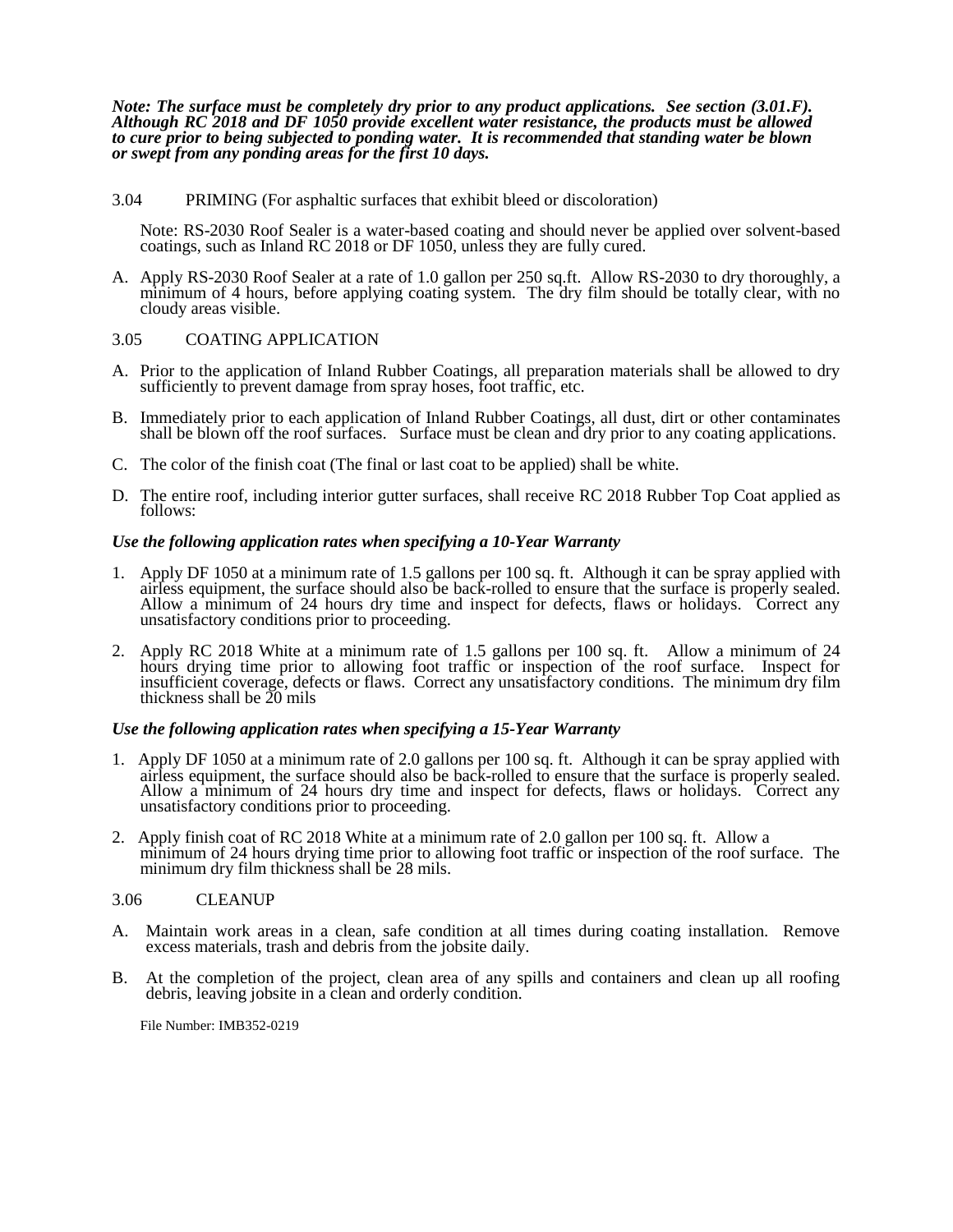***Note: The surface must be completely dry prior to any product applications. See section (3.01.F). Although RC 2018 and DF 1050 provide excellent water resistance, the products must be allowed to cure prior to being subjected to ponding water. It is recommended that standing water be blown or swept from any ponding areas for the first 10 days.***

### 3.04 PRIMING (For asphaltic surfaces that exhibit bleed or discoloration)

Note: RS-2030 Roof Sealer is a water-based coating and should never be applied over solvent-based coatings, such as Inland RC 2018 or DF 1050, unless they are fully cured.

A. Apply RS-2030 Roof Sealer at a rate of 1.0 gallon per 250 sq.ft. Allow RS-2030 to dry thoroughly, a minimum of 4 hours, before applying coating system. The dry film should be totally clear, with no cloudy areas visible.

### 3.05 COATING APPLICATION

A. Prior to the application of Inland Rubber Coatings, all preparation materials shall be allowed to dry sufficiently to prevent damage from spray hoses, foot traffic, etc.

B. Immediately prior to each application of Inland Rubber Coatings, all dust, dirt or other contaminates shall be blown off the roof surfaces. Surface must be clean and dry prior to any coating applications.

C. The color of the finish coat (The final or last coat to be applied) shall be white.

D. The entire roof, including interior gutter surfaces, shall receive RC 2018 Rubber Top Coat applied as follows:

***Use the following application rates when specifying a 10-Year Warranty***

1. Apply DF 1050 at a minimum rate of 1.5 gallons per 100 sq. ft. Although it can be spray applied with airless equipment, the surface should also be back-rolled to ensure that the surface is properly sealed. Allow a minimum of 24 hours dry time and inspect for defects, flaws or holidays. Correct any unsatisfactory conditions prior to proceeding.

2. Apply RC 2018 White at a minimum rate of 1.5 gallons per 100 sq. ft. Allow a minimum of 24 hours drying time prior to allowing foot traffic or inspection of the roof surface. Inspect for insufficient coverage, defects or flaws. Correct any unsatisfactory conditions. The minimum dry film thickness shall be 20 mils

***Use the following application rates when specifying a 15-Year Warranty***

1. Apply DF 1050 at a minimum rate of 2.0 gallons per 100 sq. ft. Although it can be spray applied with airless equipment, the surface should also be back-rolled to ensure that the surface is properly sealed. Allow a minimum of 24 hours dry time and inspect for defects, flaws or holidays. Correct any unsatisfactory conditions prior to proceeding.

2. Apply finish coat of RC 2018 White at a minimum rate of 2.0 gallon per 100 sq. ft. Allow a minimum of 24 hours drying time prior to allowing foot traffic or inspection of the roof surface. The minimum dry film thickness shall be 28 mils.

### 3.06 CLEANUP

A. Maintain work areas in a clean, safe condition at all times during coating installation. Remove excess materials, trash and debris from the jobsite daily.

B. At the completion of the project, clean area of any spills and containers and clean up all roofing debris, leaving jobsite in a clean and orderly condition.

File Number: IMB352-0219